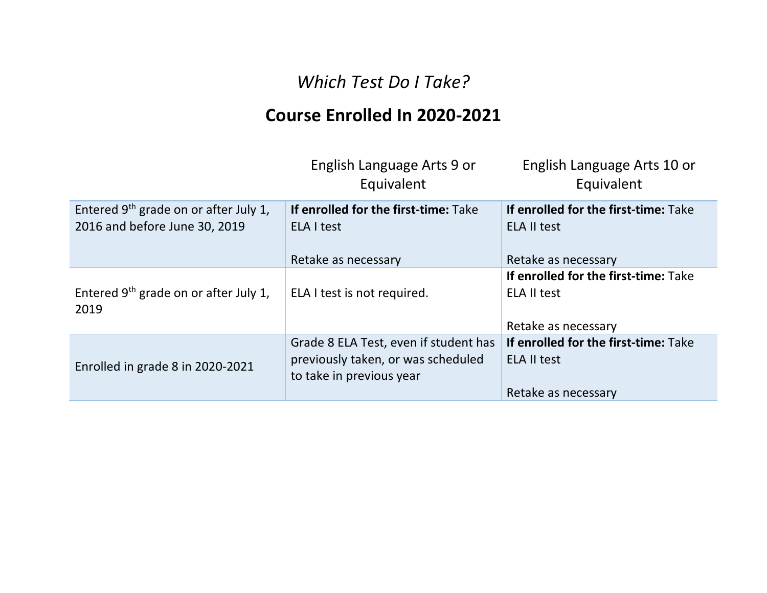*Which Test Do I Take?*

# Course Enrolled In 2020-2021

| | English Language Arts 9 or Equivalent | English Language Arts 10 or Equivalent |
|---|---|---|
| Entered 9th grade on or after July 1, 2016 and before June 30, 2019 | **If enrolled for the first-time:** Take ELA I test<br><br>Retake as necessary | **If enrolled for the first-time:** Take ELA II test<br><br>Retake as necessary |
| Entered 9th grade on or after July 1, 2019 | ELA I test is not required. | **If enrolled for the first-time:** Take ELA II test<br><br>Retake as necessary |
| Enrolled in grade 8 in 2020-2021 | Grade 8 ELA Test, even if student has previously taken, or was scheduled to take in previous year | **If enrolled for the first-time:** Take ELA II test<br><br>Retake as necessary |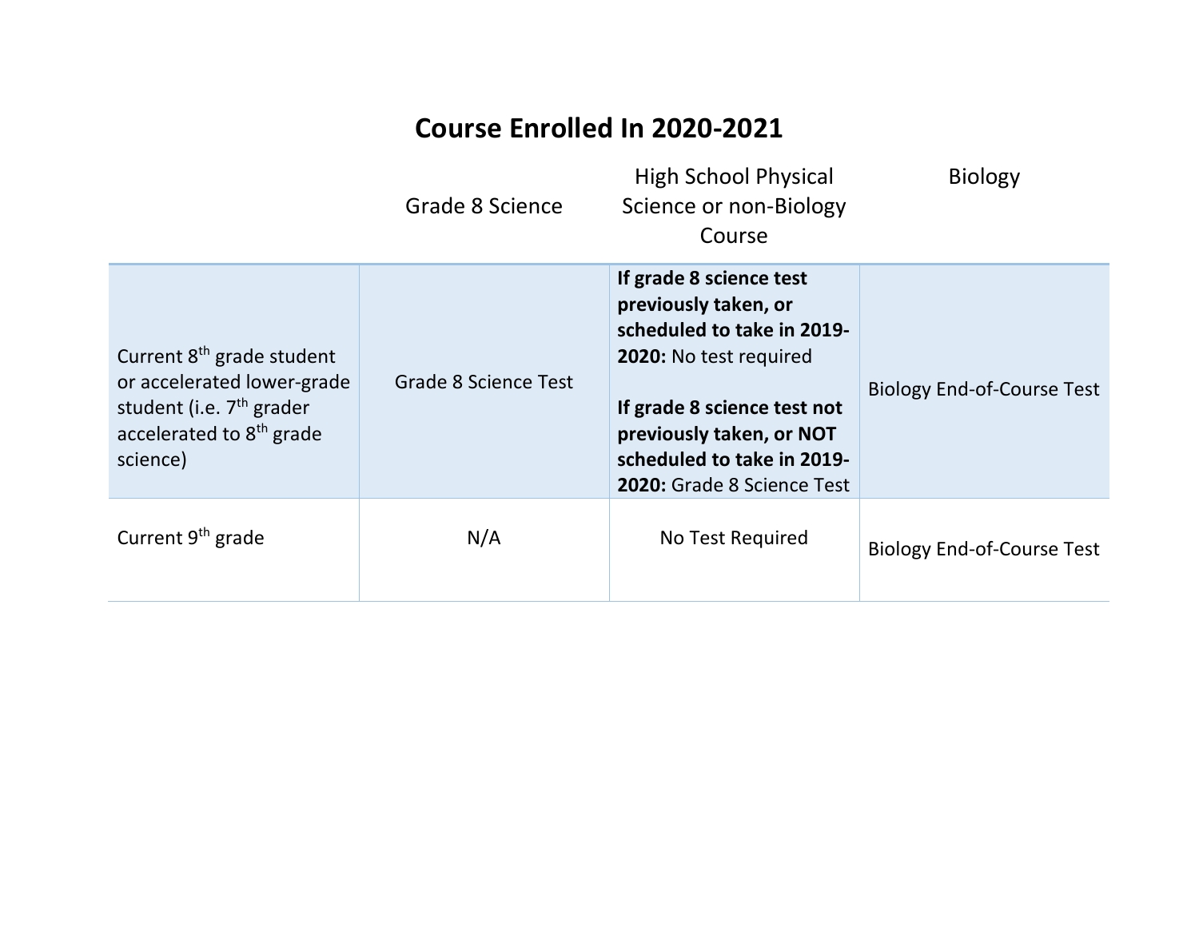## Course Enrolled In 2020-2021

| | Grade 8 Science | High School Physical Science or non-Biology Course | Biology |
|---|---|---|---|
| Current 8th grade student or accelerated lower-grade student (i.e. 7th grader accelerated to 8th grade science) | Grade 8 Science Test | **If grade 8 science test previously taken, or scheduled to take in 2019-2020:** No test required<br><br>**If grade 8 science test not previously taken, or NOT scheduled to take in 2019-2020:** Grade 8 Science Test | Biology End-of-Course Test |
| Current 9th grade | N/A | No Test Required | Biology End-of-Course Test |